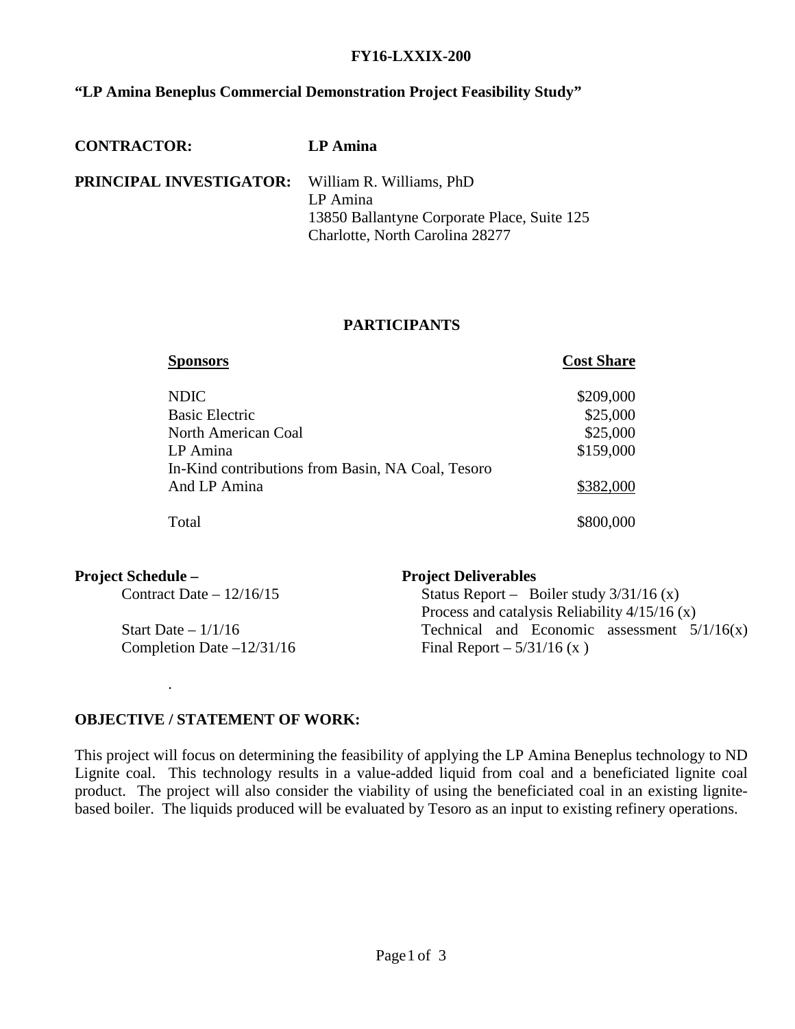**FY16-LXXIX-200**

**"LP Amina Beneplus Commercial Demonstration Project Feasibility Study"**

**CONTRACTOR:** **LP Amina**

**PRINCIPAL INVESTIGATOR:** William R. Williams, PhD
LP Amina
13850 Ballantyne Corporate Place, Suite 125
Charlotte, North Carolina 28277

## PARTICIPANTS

| Sponsors | Cost Share |
|---|---|
| NDIC | \$209,000 |
| Basic Electric | \$25,000 |
| North American Coal | \$25,000 |
| LP Amina | \$159,000 |
| In-Kind contributions from Basin, NA Coal, Tesoro And LP Amina | \$382,000 |
| Total | \$800,000 |

**Project Schedule –**

Contract Date – 12/16/15

Start Date – 1/1/16
Completion Date –12/31/16

**Project Deliverables**

Status Report – Boiler study 3/31/16 (x)
Process and catalysis Reliability 4/15/16 (x)
Technical and Economic assessment 5/1/16(x)
Final Report – 5/31/16 (x )

**OBJECTIVE / STATEMENT OF WORK:**

This project will focus on determining the feasibility of applying the LP Amina Beneplus technology to ND Lignite coal. This technology results in a value-added liquid from coal and a beneficiated lignite coal product. The project will also consider the viability of using the beneficiated coal in an existing lignite-based boiler. The liquids produced will be evaluated by Tesoro as an input to existing refinery operations.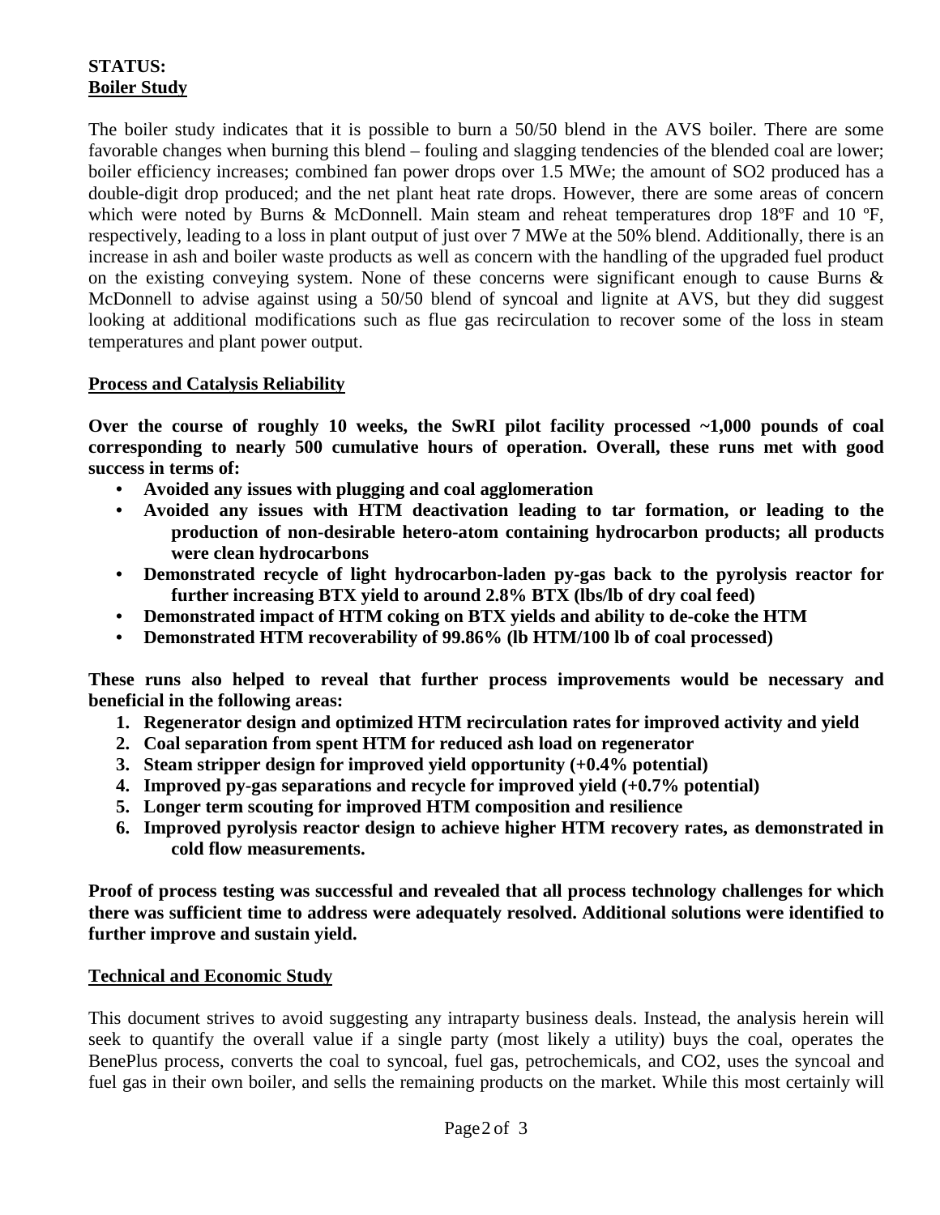**STATUS:**
**Boiler Study**

The boiler study indicates that it is possible to burn a 50/50 blend in the AVS boiler. There are some favorable changes when burning this blend – fouling and slagging tendencies of the blended coal are lower; boiler efficiency increases; combined fan power drops over 1.5 MWe; the amount of SO2 produced has a double-digit drop produced; and the net plant heat rate drops. However, there are some areas of concern which were noted by Burns & McDonnell. Main steam and reheat temperatures drop 18ºF and 10 ºF, respectively, leading to a loss in plant output of just over 7 MWe at the 50% blend. Additionally, there is an increase in ash and boiler waste products as well as concern with the handling of the upgraded fuel product on the existing conveying system. None of these concerns were significant enough to cause Burns & McDonnell to advise against using a 50/50 blend of syncoal and lignite at AVS, but they did suggest looking at additional modifications such as flue gas recirculation to recover some of the loss in steam temperatures and plant power output.

**Process and Catalysis Reliability**

**Over the course of roughly 10 weeks, the SwRI pilot facility processed ~1,000 pounds of coal corresponding to nearly 500 cumulative hours of operation. Overall, these runs met with good success in terms of:**

- **Avoided any issues with plugging and coal agglomeration**
- **Avoided any issues with HTM deactivation leading to tar formation, or leading to the production of non-desirable hetero-atom containing hydrocarbon products; all products were clean hydrocarbons**
- **Demonstrated recycle of light hydrocarbon-laden py-gas back to the pyrolysis reactor for further increasing BTX yield to around 2.8% BTX (lbs/lb of dry coal feed)**
- **Demonstrated impact of HTM coking on BTX yields and ability to de-coke the HTM**
- **Demonstrated HTM recoverability of 99.86% (lb HTM/100 lb of coal processed)**

**These runs also helped to reveal that further process improvements would be necessary and beneficial in the following areas:**

1. **Regenerator design and optimized HTM recirculation rates for improved activity and yield**
2. **Coal separation from spent HTM for reduced ash load on regenerator**
3. **Steam stripper design for improved yield opportunity (+0.4% potential)**
4. **Improved py-gas separations and recycle for improved yield (+0.7% potential)**
5. **Longer term scouting for improved HTM composition and resilience**
6. **Improved pyrolysis reactor design to achieve higher HTM recovery rates, as demonstrated in cold flow measurements.**

**Proof of process testing was successful and revealed that all process technology challenges for which there was sufficient time to address were adequately resolved. Additional solutions were identified to further improve and sustain yield.**

**Technical and Economic Study**

This document strives to avoid suggesting any intraparty business deals. Instead, the analysis herein will seek to quantify the overall value if a single party (most likely a utility) buys the coal, operates the BenePlus process, converts the coal to syncoal, fuel gas, petrochemicals, and CO2, uses the syncoal and fuel gas in their own boiler, and sells the remaining products on the market. While this most certainly will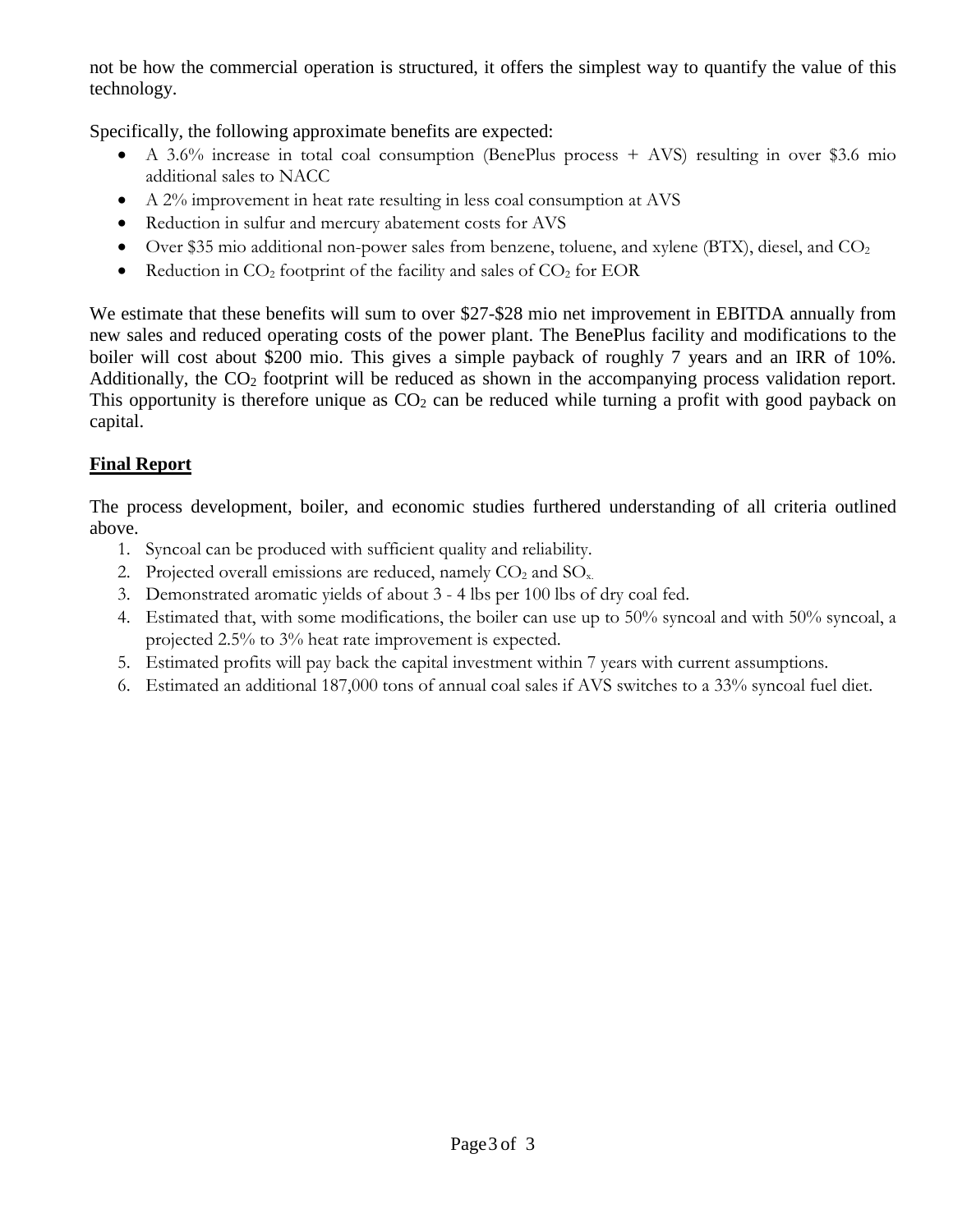not be how the commercial operation is structured, it offers the simplest way to quantify the value of this technology.

Specifically, the following approximate benefits are expected:

- A 3.6% increase in total coal consumption (BenePlus process + AVS) resulting in over $3.6 mio additional sales to NACC
- A 2% improvement in heat rate resulting in less coal consumption at AVS
- Reduction in sulfur and mercury abatement costs for AVS
- Over $35 mio additional non-power sales from benzene, toluene, and xylene (BTX), diesel, and $CO_2$
- Reduction in $CO_2$ footprint of the facility and sales of $CO_2$ for EOR

We estimate that these benefits will sum to over $27-$28 mio net improvement in EBITDA annually from new sales and reduced operating costs of the power plant. The BenePlus facility and modifications to the boiler will cost about $200 mio. This gives a simple payback of roughly 7 years and an IRR of 10%. Additionally, the $CO_2$ footprint will be reduced as shown in the accompanying process validation report. This opportunity is therefore unique as $CO_2$ can be reduced while turning a profit with good payback on capital.

## Final Report

The process development, boiler, and economic studies furthered understanding of all criteria outlined above.

1. Syncoal can be produced with sufficient quality and reliability.
2. Projected overall emissions are reduced, namely $CO_2$ and $SO_x$.
3. Demonstrated aromatic yields of about 3 - 4 lbs per 100 lbs of dry coal fed.
4. Estimated that, with some modifications, the boiler can use up to 50% syncoal and with 50% syncoal, a projected 2.5% to 3% heat rate improvement is expected.
5. Estimated profits will pay back the capital investment within 7 years with current assumptions.
6. Estimated an additional 187,000 tons of annual coal sales if AVS switches to a 33% syncoal fuel diet.